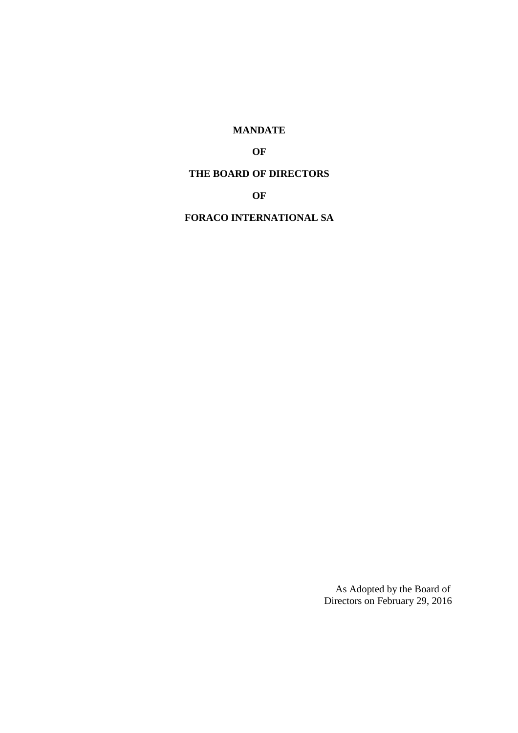**MANDATE**

**OF**

**THE BOARD OF DIRECTORS**

**OF**

**FORACO INTERNATIONAL SA**

As Adopted by the Board of Directors on February 29, 2016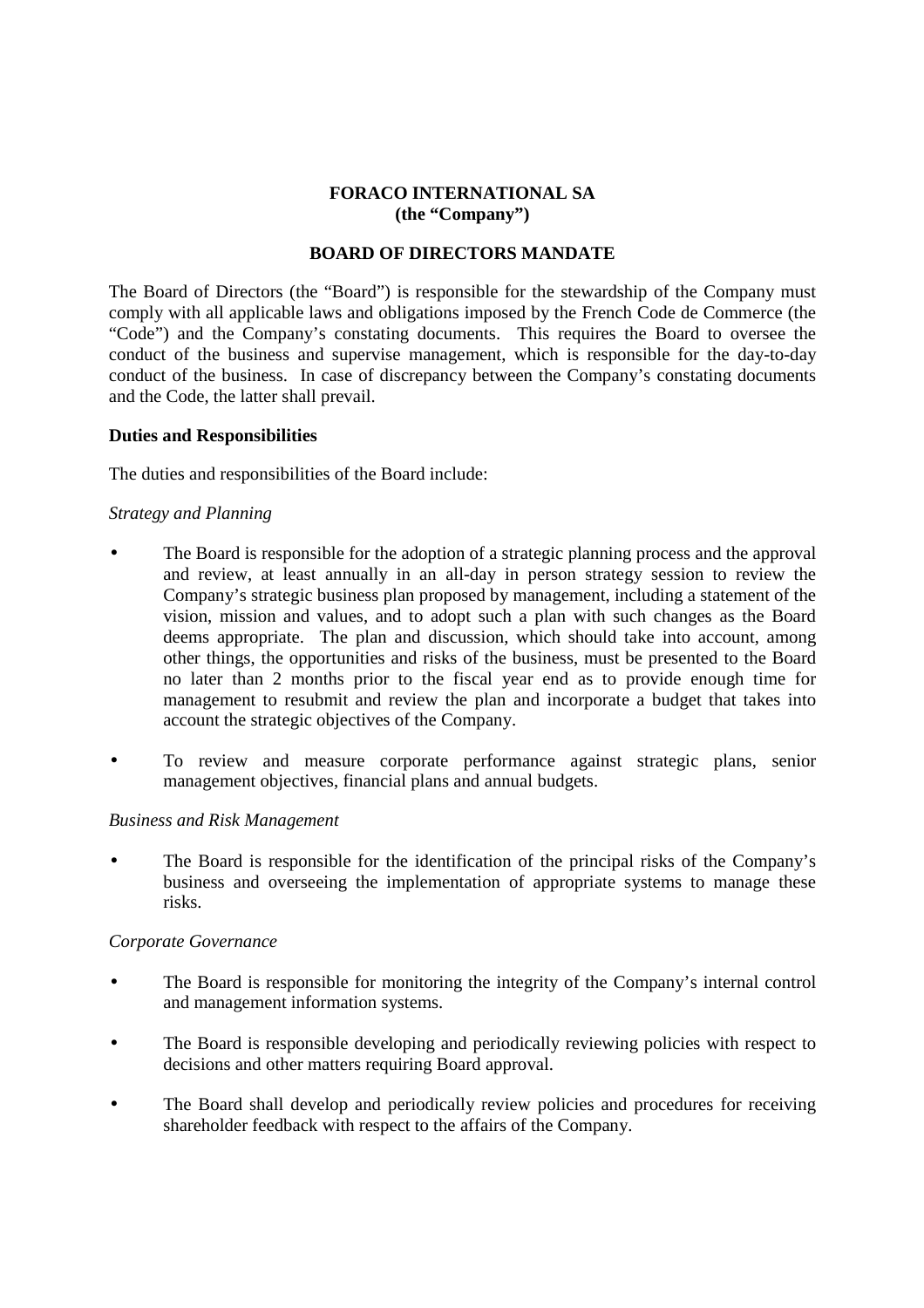**FORACO INTERNATIONAL SA**
**(the "Company")**

**BOARD OF DIRECTORS MANDATE**

The Board of Directors (the "Board") is responsible for the stewardship of the Company must comply with all applicable laws and obligations imposed by the French Code de Commerce (the "Code") and the Company's constating documents. This requires the Board to oversee the conduct of the business and supervise management, which is responsible for the day-to-day conduct of the business. In case of discrepancy between the Company's constating documents and the Code, the latter shall prevail.

**Duties and Responsibilities**

The duties and responsibilities of the Board include:

*Strategy and Planning*

- The Board is responsible for the adoption of a strategic planning process and the approval and review, at least annually in an all-day in person strategy session to review the Company's strategic business plan proposed by management, including a statement of the vision, mission and values, and to adopt such a plan with such changes as the Board deems appropriate. The plan and discussion, which should take into account, among other things, the opportunities and risks of the business, must be presented to the Board no later than 2 months prior to the fiscal year end as to provide enough time for management to resubmit and review the plan and incorporate a budget that takes into account the strategic objectives of the Company.

- To review and measure corporate performance against strategic plans, senior management objectives, financial plans and annual budgets.

*Business and Risk Management*

- The Board is responsible for the identification of the principal risks of the Company's business and overseeing the implementation of appropriate systems to manage these risks.

*Corporate Governance*

- The Board is responsible for monitoring the integrity of the Company's internal control and management information systems.

- The Board is responsible developing and periodically reviewing policies with respect to decisions and other matters requiring Board approval.

- The Board shall develop and periodically review policies and procedures for receiving shareholder feedback with respect to the affairs of the Company.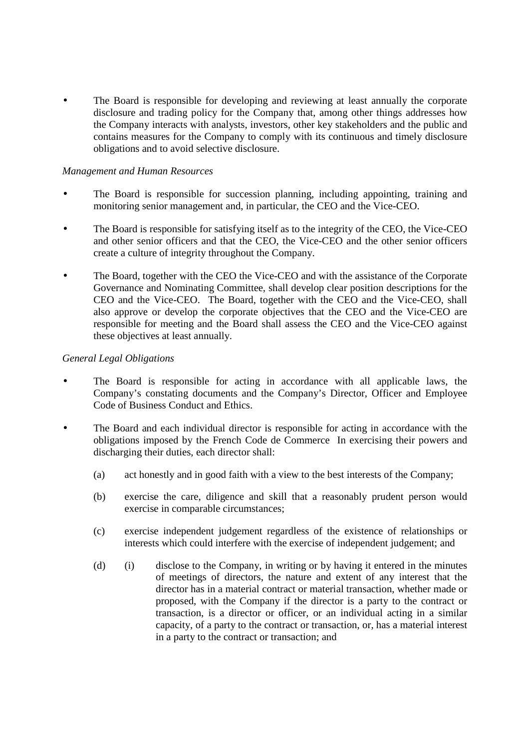- The Board is responsible for developing and reviewing at least annually the corporate disclosure and trading policy for the Company that, among other things addresses how the Company interacts with analysts, investors, other key stakeholders and the public and contains measures for the Company to comply with its continuous and timely disclosure obligations and to avoid selective disclosure.

*Management and Human Resources*

- The Board is responsible for succession planning, including appointing, training and monitoring senior management and, in particular, the CEO and the Vice-CEO.
- The Board is responsible for satisfying itself as to the integrity of the CEO, the Vice-CEO and other senior officers and that the CEO, the Vice-CEO and the other senior officers create a culture of integrity throughout the Company.
- The Board, together with the CEO the Vice-CEO and with the assistance of the Corporate Governance and Nominating Committee, shall develop clear position descriptions for the CEO and the Vice-CEO. The Board, together with the CEO and the Vice-CEO, shall also approve or develop the corporate objectives that the CEO and the Vice-CEO are responsible for meeting and the Board shall assess the CEO and the Vice-CEO against these objectives at least annually.

*General Legal Obligations*

- The Board is responsible for acting in accordance with all applicable laws, the Company's constating documents and the Company's Director, Officer and Employee Code of Business Conduct and Ethics.
- The Board and each individual director is responsible for acting in accordance with the obligations imposed by the French Code de Commerce In exercising their powers and discharging their duties, each director shall:

  (a) act honestly and in good faith with a view to the best interests of the Company;

  (b) exercise the care, diligence and skill that a reasonably prudent person would exercise in comparable circumstances;

  (c) exercise independent judgement regardless of the existence of relationships or interests which could interfere with the exercise of independent judgement; and

  (d) (i) disclose to the Company, in writing or by having it entered in the minutes of meetings of directors, the nature and extent of any interest that the director has in a material contract or material transaction, whether made or proposed, with the Company if the director is a party to the contract or transaction, is a director or officer, or an individual acting in a similar capacity, of a party to the contract or transaction, or, has a material interest in a party to the contract or transaction; and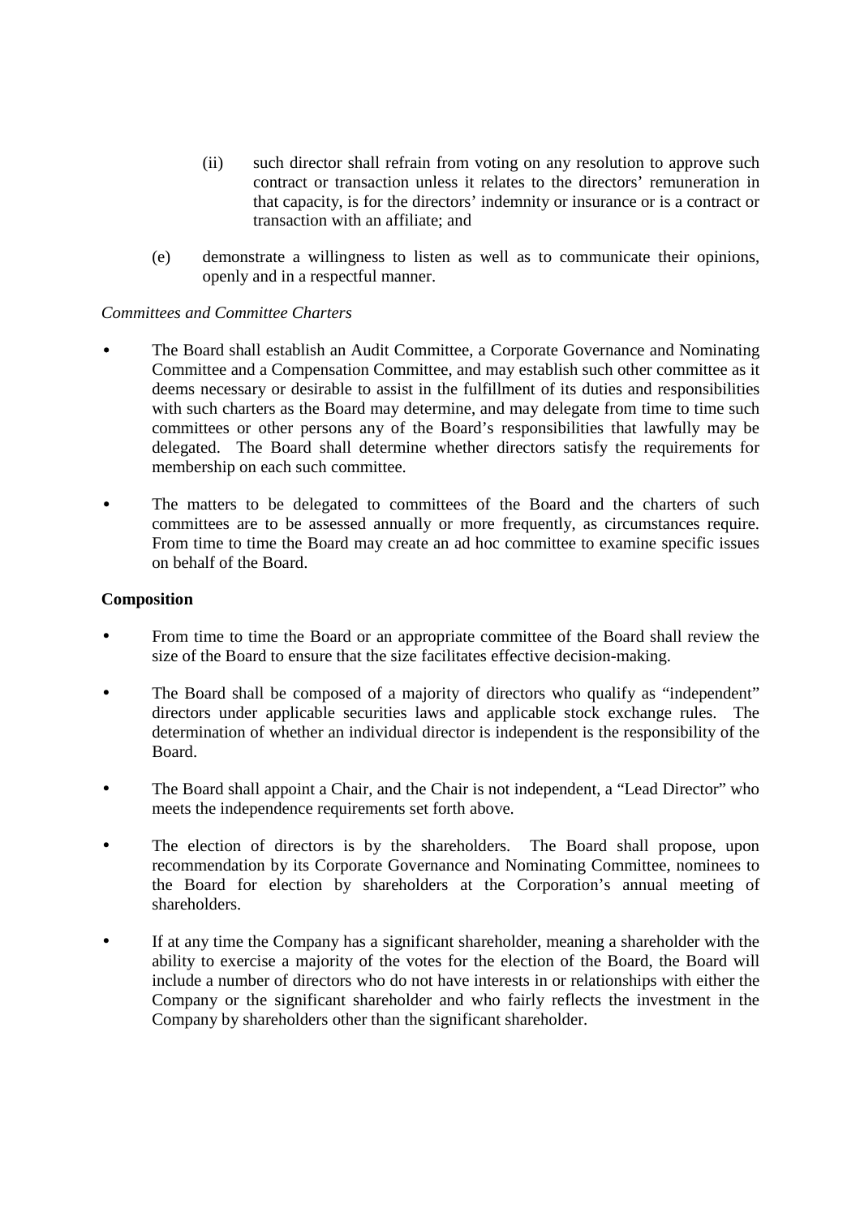(ii) such director shall refrain from voting on any resolution to approve such contract or transaction unless it relates to the directors' remuneration in that capacity, is for the directors' indemnity or insurance or is a contract or transaction with an affiliate; and

(e) demonstrate a willingness to listen as well as to communicate their opinions, openly and in a respectful manner.

*Committees and Committee Charters*

- The Board shall establish an Audit Committee, a Corporate Governance and Nominating Committee and a Compensation Committee, and may establish such other committee as it deems necessary or desirable to assist in the fulfillment of its duties and responsibilities with such charters as the Board may determine, and may delegate from time to time such committees or other persons any of the Board's responsibilities that lawfully may be delegated. The Board shall determine whether directors satisfy the requirements for membership on each such committee.
- The matters to be delegated to committees of the Board and the charters of such committees are to be assessed annually or more frequently, as circumstances require. From time to time the Board may create an ad hoc committee to examine specific issues on behalf of the Board.

**Composition**

- From time to time the Board or an appropriate committee of the Board shall review the size of the Board to ensure that the size facilitates effective decision-making.
- The Board shall be composed of a majority of directors who qualify as "independent" directors under applicable securities laws and applicable stock exchange rules. The determination of whether an individual director is independent is the responsibility of the Board.
- The Board shall appoint a Chair, and the Chair is not independent, a "Lead Director" who meets the independence requirements set forth above.
- The election of directors is by the shareholders. The Board shall propose, upon recommendation by its Corporate Governance and Nominating Committee, nominees to the Board for election by shareholders at the Corporation's annual meeting of shareholders.
- If at any time the Company has a significant shareholder, meaning a shareholder with the ability to exercise a majority of the votes for the election of the Board, the Board will include a number of directors who do not have interests in or relationships with either the Company or the significant shareholder and who fairly reflects the investment in the Company by shareholders other than the significant shareholder.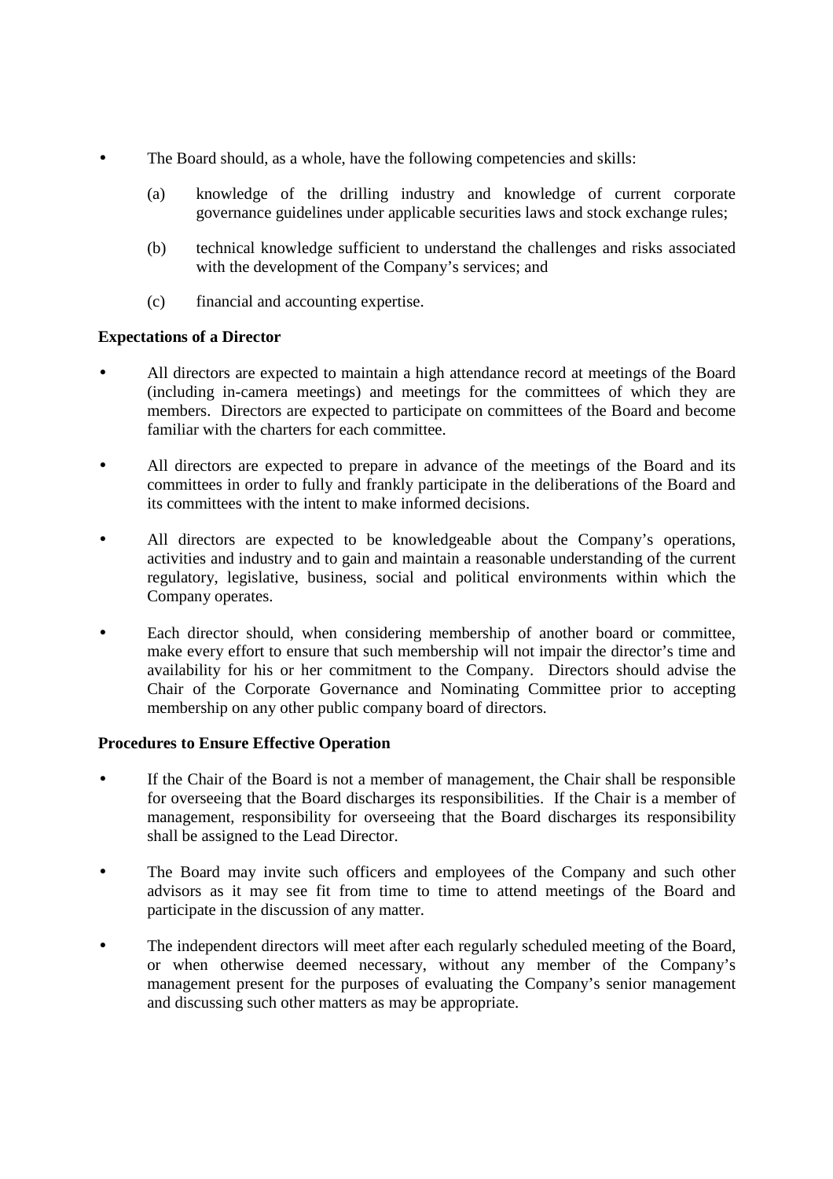- The Board should, as a whole, have the following competencies and skills:

  (a) knowledge of the drilling industry and knowledge of current corporate governance guidelines under applicable securities laws and stock exchange rules;

  (b) technical knowledge sufficient to understand the challenges and risks associated with the development of the Company's services; and

  (c) financial and accounting expertise.

**Expectations of a Director**

- All directors are expected to maintain a high attendance record at meetings of the Board (including in-camera meetings) and meetings for the committees of which they are members. Directors are expected to participate on committees of the Board and become familiar with the charters for each committee.

- All directors are expected to prepare in advance of the meetings of the Board and its committees in order to fully and frankly participate in the deliberations of the Board and its committees with the intent to make informed decisions.

- All directors are expected to be knowledgeable about the Company's operations, activities and industry and to gain and maintain a reasonable understanding of the current regulatory, legislative, business, social and political environments within which the Company operates.

- Each director should, when considering membership of another board or committee, make every effort to ensure that such membership will not impair the director's time and availability for his or her commitment to the Company. Directors should advise the Chair of the Corporate Governance and Nominating Committee prior to accepting membership on any other public company board of directors.

**Procedures to Ensure Effective Operation**

- If the Chair of the Board is not a member of management, the Chair shall be responsible for overseeing that the Board discharges its responsibilities. If the Chair is a member of management, responsibility for overseeing that the Board discharges its responsibility shall be assigned to the Lead Director.

- The Board may invite such officers and employees of the Company and such other advisors as it may see fit from time to time to attend meetings of the Board and participate in the discussion of any matter.

- The independent directors will meet after each regularly scheduled meeting of the Board, or when otherwise deemed necessary, without any member of the Company's management present for the purposes of evaluating the Company's senior management and discussing such other matters as may be appropriate.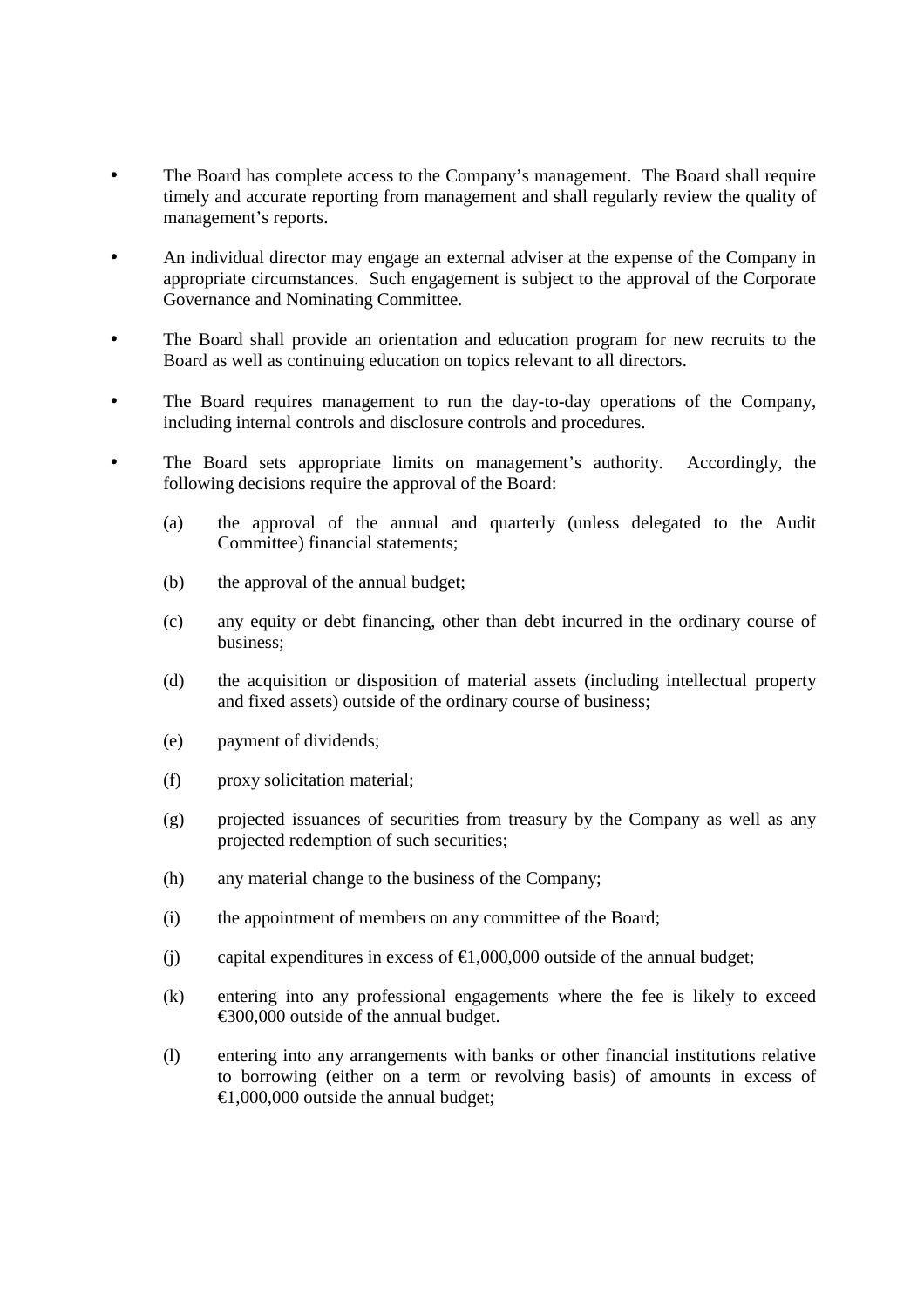- The Board has complete access to the Company's management. The Board shall require timely and accurate reporting from management and shall regularly review the quality of management's reports.

- An individual director may engage an external adviser at the expense of the Company in appropriate circumstances. Such engagement is subject to the approval of the Corporate Governance and Nominating Committee.

- The Board shall provide an orientation and education program for new recruits to the Board as well as continuing education on topics relevant to all directors.

- The Board requires management to run the day-to-day operations of the Company, including internal controls and disclosure controls and procedures.

- The Board sets appropriate limits on management's authority. Accordingly, the following decisions require the approval of the Board:

  (a) the approval of the annual and quarterly (unless delegated to the Audit Committee) financial statements;

  (b) the approval of the annual budget;

  (c) any equity or debt financing, other than debt incurred in the ordinary course of business;

  (d) the acquisition or disposition of material assets (including intellectual property and fixed assets) outside of the ordinary course of business;

  (e) payment of dividends;

  (f) proxy solicitation material;

  (g) projected issuances of securities from treasury by the Company as well as any projected redemption of such securities;

  (h) any material change to the business of the Company;

  (i) the appointment of members on any committee of the Board;

  (j) capital expenditures in excess of €1,000,000 outside of the annual budget;

  (k) entering into any professional engagements where the fee is likely to exceed €300,000 outside of the annual budget.

  (l) entering into any arrangements with banks or other financial institutions relative to borrowing (either on a term or revolving basis) of amounts in excess of €1,000,000 outside the annual budget;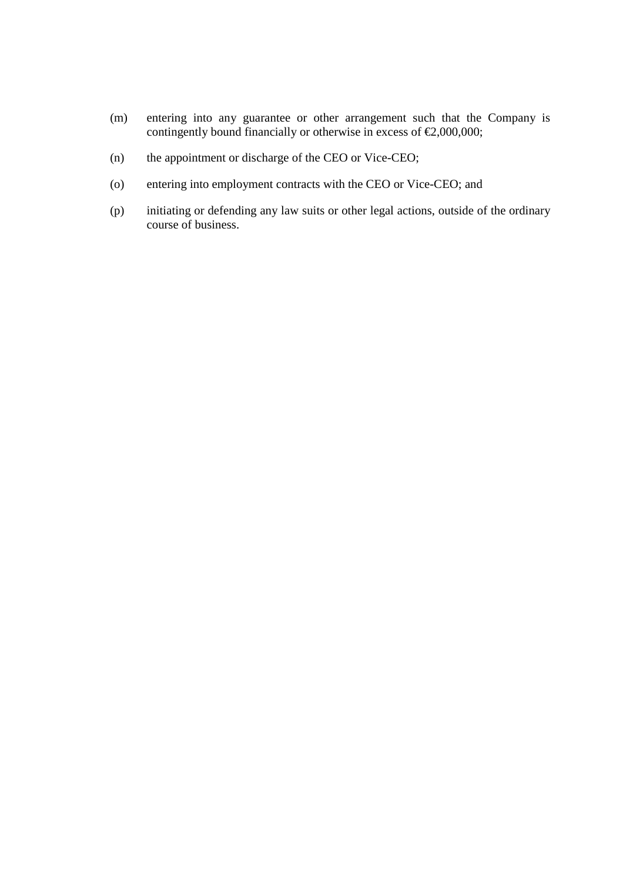(m) entering into any guarantee or other arrangement such that the Company is contingently bound financially or otherwise in excess of €2,000,000;

(n) the appointment or discharge of the CEO or Vice-CEO;

(o) entering into employment contracts with the CEO or Vice-CEO; and

(p) initiating or defending any law suits or other legal actions, outside of the ordinary course of business.